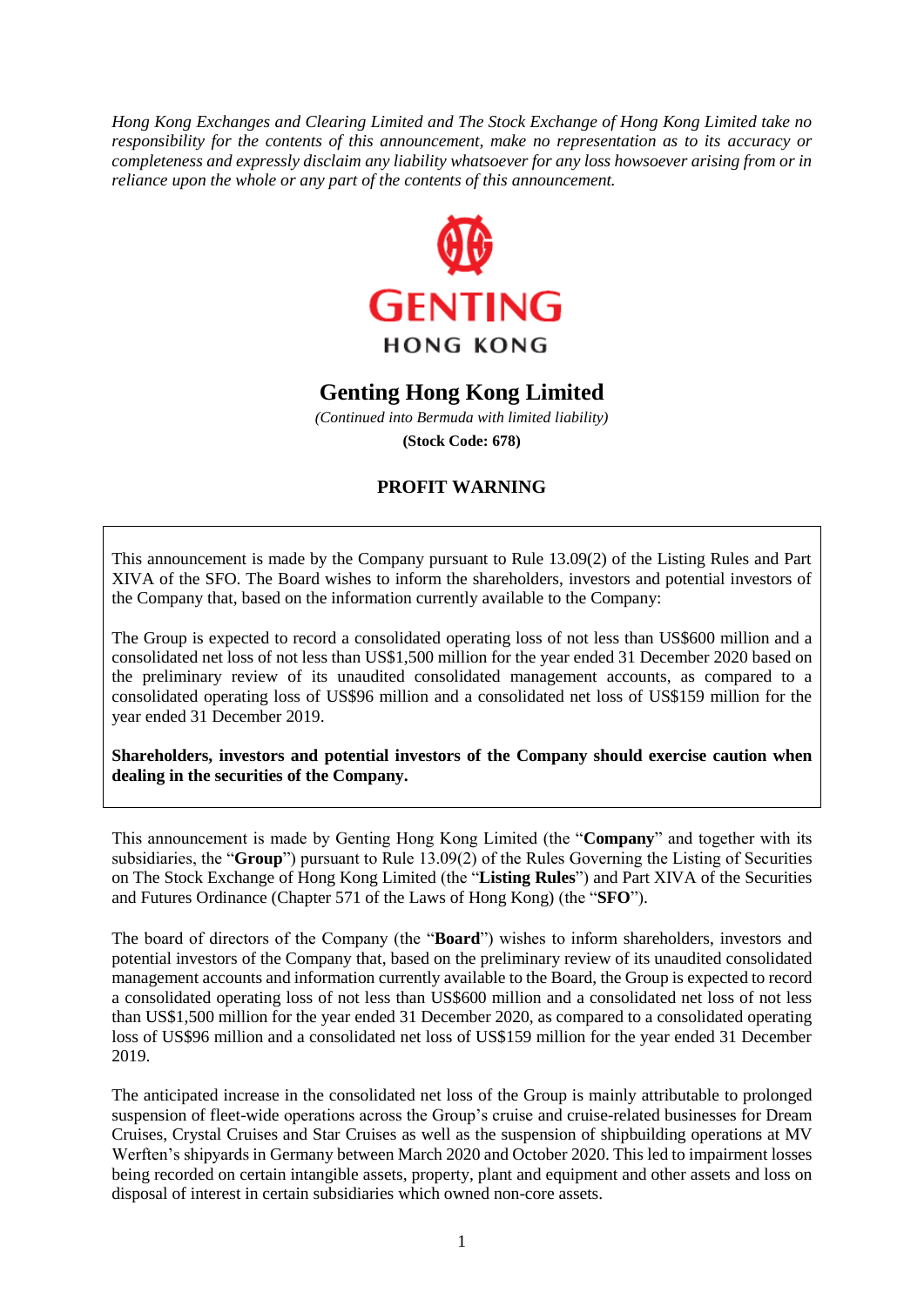*Hong Kong Exchanges and Clearing Limited and The Stock Exchange of Hong Kong Limited take no responsibility for the contents of this announcement, make no representation as to its accuracy or completeness and expressly disclaim any liability whatsoever for any loss howsoever arising from or in reliance upon the whole or any part of the contents of this announcement.*

GENTING
HONG KONG

# Genting Hong Kong Limited

*(Continued into Bermuda with limited liability)*

**(Stock Code: 678)**

## PROFIT WARNING

This announcement is made by the Company pursuant to Rule 13.09(2) of the Listing Rules and Part XIVA of the SFO. The Board wishes to inform the shareholders, investors and potential investors of the Company that, based on the information currently available to the Company:

The Group is expected to record a consolidated operating loss of not less than US$600 million and a consolidated net loss of not less than US$1,500 million for the year ended 31 December 2020 based on the preliminary review of its unaudited consolidated management accounts, as compared to a consolidated operating loss of US$96 million and a consolidated net loss of US$159 million for the year ended 31 December 2019.

**Shareholders, investors and potential investors of the Company should exercise caution when dealing in the securities of the Company.**

This announcement is made by Genting Hong Kong Limited (the "**Company**" and together with its subsidiaries, the "**Group**") pursuant to Rule 13.09(2) of the Rules Governing the Listing of Securities on The Stock Exchange of Hong Kong Limited (the "**Listing Rules**") and Part XIVA of the Securities and Futures Ordinance (Chapter 571 of the Laws of Hong Kong) (the "**SFO**").

The board of directors of the Company (the "**Board**") wishes to inform shareholders, investors and potential investors of the Company that, based on the preliminary review of its unaudited consolidated management accounts and information currently available to the Board, the Group is expected to record a consolidated operating loss of not less than US$600 million and a consolidated net loss of not less than US$1,500 million for the year ended 31 December 2020, as compared to a consolidated operating loss of US$96 million and a consolidated net loss of US$159 million for the year ended 31 December 2019.

The anticipated increase in the consolidated net loss of the Group is mainly attributable to prolonged suspension of fleet-wide operations across the Group's cruise and cruise-related businesses for Dream Cruises, Crystal Cruises and Star Cruises as well as the suspension of shipbuilding operations at MV Werften's shipyards in Germany between March 2020 and October 2020. This led to impairment losses being recorded on certain intangible assets, property, plant and equipment and other assets and loss on disposal of interest in certain subsidiaries which owned non-core assets.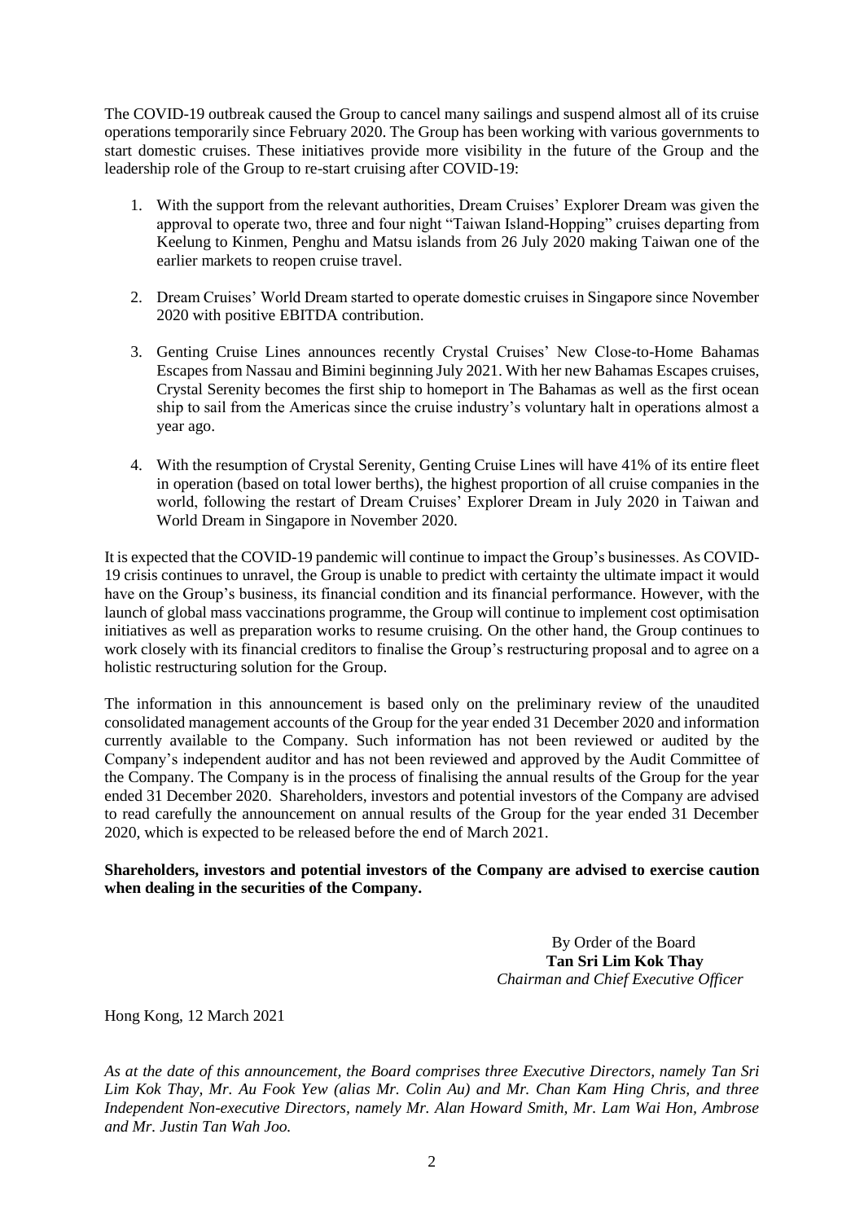The COVID-19 outbreak caused the Group to cancel many sailings and suspend almost all of its cruise operations temporarily since February 2020. The Group has been working with various governments to start domestic cruises. These initiatives provide more visibility in the future of the Group and the leadership role of the Group to re-start cruising after COVID-19:

1. With the support from the relevant authorities, Dream Cruises' Explorer Dream was given the approval to operate two, three and four night "Taiwan Island-Hopping" cruises departing from Keelung to Kinmen, Penghu and Matsu islands from 26 July 2020 making Taiwan one of the earlier markets to reopen cruise travel.

2. Dream Cruises' World Dream started to operate domestic cruises in Singapore since November 2020 with positive EBITDA contribution.

3. Genting Cruise Lines announces recently Crystal Cruises' New Close-to-Home Bahamas Escapes from Nassau and Bimini beginning July 2021. With her new Bahamas Escapes cruises, Crystal Serenity becomes the first ship to homeport in The Bahamas as well as the first ocean ship to sail from the Americas since the cruise industry's voluntary halt in operations almost a year ago.

4. With the resumption of Crystal Serenity, Genting Cruise Lines will have 41% of its entire fleet in operation (based on total lower berths), the highest proportion of all cruise companies in the world, following the restart of Dream Cruises' Explorer Dream in July 2020 in Taiwan and World Dream in Singapore in November 2020.

It is expected that the COVID-19 pandemic will continue to impact the Group's businesses. As COVID-19 crisis continues to unravel, the Group is unable to predict with certainty the ultimate impact it would have on the Group's business, its financial condition and its financial performance. However, with the launch of global mass vaccinations programme, the Group will continue to implement cost optimisation initiatives as well as preparation works to resume cruising. On the other hand, the Group continues to work closely with its financial creditors to finalise the Group's restructuring proposal and to agree on a holistic restructuring solution for the Group.

The information in this announcement is based only on the preliminary review of the unaudited consolidated management accounts of the Group for the year ended 31 December 2020 and information currently available to the Company. Such information has not been reviewed or audited by the Company's independent auditor and has not been reviewed and approved by the Audit Committee of the Company. The Company is in the process of finalising the annual results of the Group for the year ended 31 December 2020. Shareholders, investors and potential investors of the Company are advised to read carefully the announcement on annual results of the Group for the year ended 31 December 2020, which is expected to be released before the end of March 2021.

**Shareholders, investors and potential investors of the Company are advised to exercise caution when dealing in the securities of the Company.**

By Order of the Board
**Tan Sri Lim Kok Thay**
*Chairman and Chief Executive Officer*

Hong Kong, 12 March 2021

*As at the date of this announcement, the Board comprises three Executive Directors, namely Tan Sri Lim Kok Thay, Mr. Au Fook Yew (alias Mr. Colin Au) and Mr. Chan Kam Hing Chris, and three Independent Non-executive Directors, namely Mr. Alan Howard Smith, Mr. Lam Wai Hon, Ambrose and Mr. Justin Tan Wah Joo.*